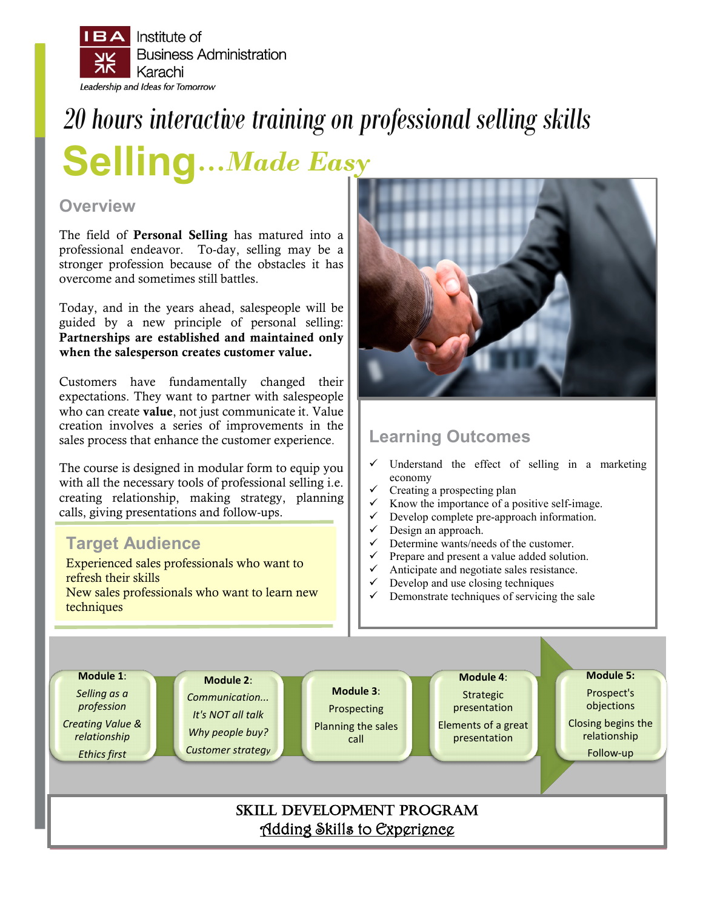IBA Institute of Business Administration Karachi

*Leadership and Ideas for Tomorrow*

# *20 hours interactive training on professional selling skills*

# Selling...*Made Easy*

## Overview

The field of **Personal Selling** has matured into a professional endeavor. To-day, selling may be a stronger profession because of the obstacles it has overcome and sometimes still battles.

Today, and in the years ahead, salespeople will be guided by a new principle of personal selling: **Partnerships are established and maintained only when the salesperson creates customer value.**

Customers have fundamentally changed their expectations. They want to partner with salespeople who can create **value**, not just communicate it. Value creation involves a series of improvements in the sales process that enhance the customer experience.

The course is designed in modular form to equip you with all the necessary tools of professional selling i.e. creating relationship, making strategy, planning calls, giving presentations and follow-ups.

## Target Audience

Experienced sales professionals who want to refresh their skills

New sales professionals who want to learn new techniques

## Learning Outcomes

- ✓ Understand the effect of selling in a marketing economy
- ✓ Creating a prospecting plan
- ✓ Know the importance of a positive self-image.
- ✓ Develop complete pre-approach information.
- ✓ Design an approach.
- ✓ Determine wants/needs of the customer.
- ✓ Prepare and present a value added solution.
- ✓ Anticipate and negotiate sales resistance.
- ✓ Develop and use closing techniques
- ✓ Demonstrate techniques of servicing the sale

**Module 1**:
*Selling as a profession*
*Creating Value & relationship*
*Ethics first*

**Module 2**:
*Communication...*
*It's NOT all talk*
*Why people buy?*
*Customer strategy*

**Module 3**:
Prospecting
Planning the sales call

**Module 4**:
Strategic presentation
Elements of a great presentation

**Module 5:**
Prospect's objections
Closing begins the relationship
Follow-up

SKILL DEVELOPMENT PROGRAM

Adding Skills to Experience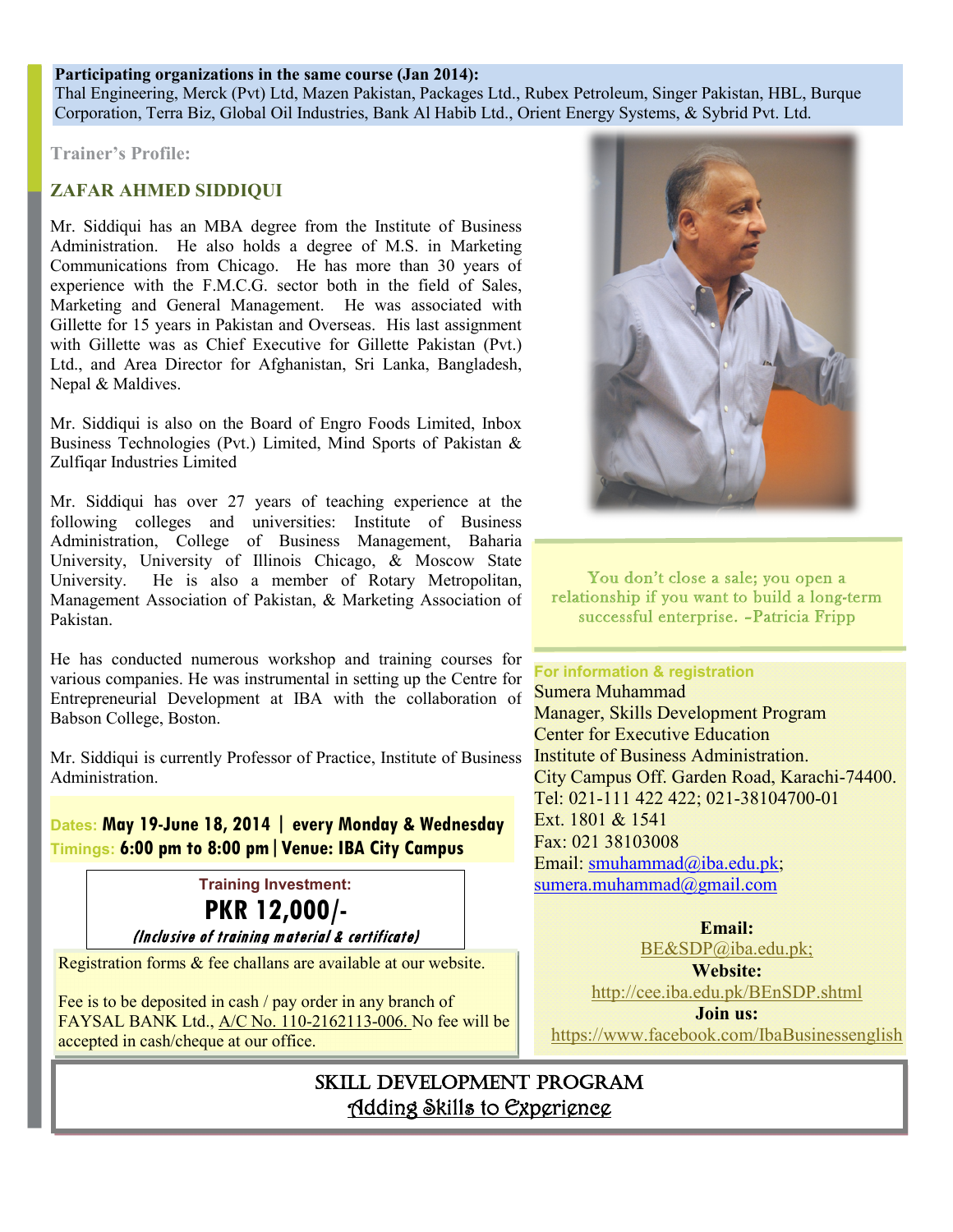**Participating organizations in the same course (Jan 2014):**
Thal Engineering, Merck (Pvt) Ltd, Mazen Pakistan, Packages Ltd., Rubex Petroleum, Singer Pakistan, HBL, Burque Corporation, Terra Biz, Global Oil Industries, Bank Al Habib Ltd., Orient Energy Systems, & Sybrid Pvt. Ltd.

**Trainer's Profile:**

## ZAFAR AHMED SIDDIQUI

Mr. Siddiqui has an MBA degree from the Institute of Business Administration. He also holds a degree of M.S. in Marketing Communications from Chicago. He has more than 30 years of experience with the F.M.C.G. sector both in the field of Sales, Marketing and General Management. He was associated with Gillette for 15 years in Pakistan and Overseas. His last assignment with Gillette was as Chief Executive for Gillette Pakistan (Pvt.) Ltd., and Area Director for Afghanistan, Sri Lanka, Bangladesh, Nepal & Maldives.

Mr. Siddiqui is also on the Board of Engro Foods Limited, Inbox Business Technologies (Pvt.) Limited, Mind Sports of Pakistan & Zulfiqar Industries Limited

Mr. Siddiqui has over 27 years of teaching experience at the following colleges and universities: Institute of Business Administration, College of Business Management, Baharia University, University of Illinois Chicago, & Moscow State University. He is also a member of Rotary Metropolitan, Management Association of Pakistan, & Marketing Association of Pakistan.

He has conducted numerous workshop and training courses for various companies. He was instrumental in setting up the Centre for Entrepreneurial Development at IBA with the collaboration of Babson College, Boston.

Mr. Siddiqui is currently Professor of Practice, Institute of Business Administration.

You don't close a sale; you open a relationship if you want to build a long-term successful enterprise. -Patricia Fripp

Dates: **May 19-June 18, 2014 | every Monday & Wednesday**
Timings: **6:00 pm to 8:00 pm | Venue: IBA City Campus**

**Training Investment:**
**PKR 12,000/-**
*(Inclusive of training material & certificate)*

Registration forms & fee challans are available at our website.

Fee is to be deposited in cash / pay order in any branch of FAYSAL BANK Ltd., A/C No. 110-2162113-006. No fee will be accepted in cash/cheque at our office.

**For information & registration**
Sumera Muhammad
Manager, Skills Development Program
Center for Executive Education
Institute of Business Administration.
City Campus Off. Garden Road, Karachi-74400.
Tel: 021-111 422 422; 021-38104700-01
Ext. 1801 & 1541
Fax: 021 38103008
Email: smuhammad@iba.edu.pk; sumera.muhammad@gmail.com

**Email:**
BE&SDP@iba.edu.pk;
**Website:**
http://cee.iba.edu.pk/BEnSDP.shtml
**Join us:**
https://www.facebook.com/IbaBusinessenglish

SKILL DEVELOPMENT PROGRAM
Adding Skills to Experience